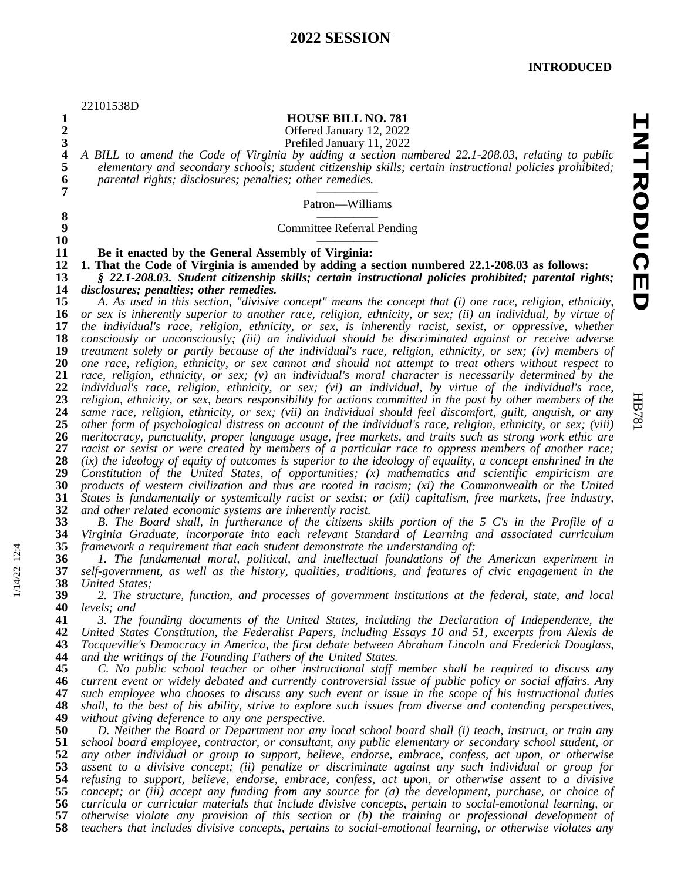# 2022 SESSION

**INTRODUCED**

22101538D

**HOUSE BILL NO. 781**

Offered January 12, 2022

Prefiled January 11, 2022

*A BILL to amend the Code of Virginia by adding a section numbered 22.1-208.03, relating to public elementary and secondary schools; student citizenship skills; certain instructional policies prohibited; parental rights; disclosures; penalties; other remedies.*

Patron—Williams

Committee Referral Pending

**Be it enacted by the General Assembly of Virginia:**

**1. That the Code of Virginia is amended by adding a section numbered 22.1-208.03 as follows:**

***§ 22.1-208.03. Student citizenship skills; certain instructional policies prohibited; parental rights; disclosures; penalties; other remedies.***

*A. As used in this section, "divisive concept" means the concept that (i) one race, religion, ethnicity, or sex is inherently superior to another race, religion, ethnicity, or sex; (ii) an individual, by virtue of the individual's race, religion, ethnicity, or sex, is inherently racist, sexist, or oppressive, whether consciously or unconsciously; (iii) an individual should be discriminated against or receive adverse treatment solely or partly because of the individual's race, religion, ethnicity, or sex; (iv) members of one race, religion, ethnicity, or sex cannot and should not attempt to treat others without respect to race, religion, ethnicity, or sex; (v) an individual's moral character is necessarily determined by the individual's race, religion, ethnicity, or sex; (vi) an individual, by virtue of the individual's race, religion, ethnicity, or sex, bears responsibility for actions committed in the past by other members of the same race, religion, ethnicity, or sex; (vii) an individual should feel discomfort, guilt, anguish, or any other form of psychological distress on account of the individual's race, religion, ethnicity, or sex; (viii) meritocracy, punctuality, proper language usage, free markets, and traits such as strong work ethic are racist or sexist or were created by members of a particular race to oppress members of another race; (ix) the ideology of equity of outcomes is superior to the ideology of equality, a concept enshrined in the Constitution of the United States, of opportunities; (x) mathematics and scientific empiricism are products of western civilization and thus are rooted in racism; (xi) the Commonwealth or the United States is fundamentally or systemically racist or sexist; or (xii) capitalism, free markets, free industry, and other related economic systems are inherently racist.*

*B. The Board shall, in furtherance of the citizens skills portion of the 5 C's in the Profile of a Virginia Graduate, incorporate into each relevant Standard of Learning and associated curriculum framework a requirement that each student demonstrate the understanding of:*

*1. The fundamental moral, political, and intellectual foundations of the American experiment in self-government, as well as the history, qualities, traditions, and features of civic engagement in the United States;*

*2. The structure, function, and processes of government institutions at the federal, state, and local levels; and*

*3. The founding documents of the United States, including the Declaration of Independence, the United States Constitution, the Federalist Papers, including Essays 10 and 51, excerpts from Alexis de Tocqueville's Democracy in America, the first debate between Abraham Lincoln and Frederick Douglass, and the writings of the Founding Fathers of the United States.*

*C. No public school teacher or other instructional staff member shall be required to discuss any current event or widely debated and currently controversial issue of public policy or social affairs. Any such employee who chooses to discuss any such event or issue in the scope of his instructional duties shall, to the best of his ability, strive to explore such issues from diverse and contending perspectives, without giving deference to any one perspective.*

*D. Neither the Board or Department nor any local school board shall (i) teach, instruct, or train any school board employee, contractor, or consultant, any public elementary or secondary school student, or any other individual or group to support, believe, endorse, embrace, confess, act upon, or otherwise assent to a divisive concept; (ii) penalize or discriminate against any such individual or group for refusing to support, believe, endorse, embrace, confess, act upon, or otherwise assent to a divisive concept; or (iii) accept any funding from any source for (a) the development, purchase, or choice of curricula or curricular materials that include divisive concepts, pertain to social-emotional learning, or otherwise violate any provision of this section or (b) the training or professional development of teachers that includes divisive concepts, pertains to social-emotional learning, or otherwise violates any*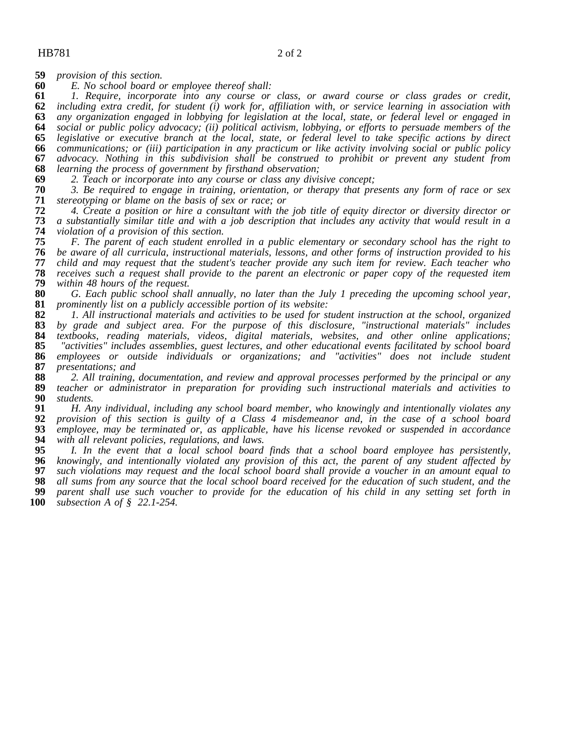*provision of this section.*

*E. No school board or employee thereof shall:*

*1. Require, incorporate into any course or class, or award course or class grades or credit, including extra credit, for student (i) work for, affiliation with, or service learning in association with any organization engaged in lobbying for legislation at the local, state, or federal level or engaged in social or public policy advocacy; (ii) political activism, lobbying, or efforts to persuade members of the legislative or executive branch at the local, state, or federal level to take specific actions by direct communications; or (iii) participation in any practicum or like activity involving social or public policy advocacy. Nothing in this subdivision shall be construed to prohibit or prevent any student from learning the process of government by firsthand observation;*

*2. Teach or incorporate into any course or class any divisive concept;*

*3. Be required to engage in training, orientation, or therapy that presents any form of race or sex stereotyping or blame on the basis of sex or race; or*

*4. Create a position or hire a consultant with the job title of equity director or diversity director or a substantially similar title and with a job description that includes any activity that would result in a violation of a provision of this section.*

*F. The parent of each student enrolled in a public elementary or secondary school has the right to be aware of all curricula, instructional materials, lessons, and other forms of instruction provided to his child and may request that the student's teacher provide any such item for review. Each teacher who receives such a request shall provide to the parent an electronic or paper copy of the requested item within 48 hours of the request.*

*G. Each public school shall annually, no later than the July 1 preceding the upcoming school year, prominently list on a publicly accessible portion of its website:*

*1. All instructional materials and activities to be used for student instruction at the school, organized by grade and subject area. For the purpose of this disclosure, "instructional materials" includes textbooks, reading materials, videos, digital materials, websites, and other online applications; "activities" includes assemblies, guest lectures, and other educational events facilitated by school board employees or outside individuals or organizations; and "activities" does not include student presentations; and*

*2. All training, documentation, and review and approval processes performed by the principal or any teacher or administrator in preparation for providing such instructional materials and activities to students.*

*H. Any individual, including any school board member, who knowingly and intentionally violates any provision of this section is guilty of a Class 4 misdemeanor and, in the case of a school board employee, may be terminated or, as applicable, have his license revoked or suspended in accordance with all relevant policies, regulations, and laws.*

*I. In the event that a local school board finds that a school board employee has persistently, knowingly, and intentionally violated any provision of this act, the parent of any student affected by such violations may request and the local school board shall provide a voucher in an amount equal to all sums from any source that the local school board received for the education of such student, and the parent shall use such voucher to provide for the education of his child in any setting set forth in subsection A of § 22.1-254.*